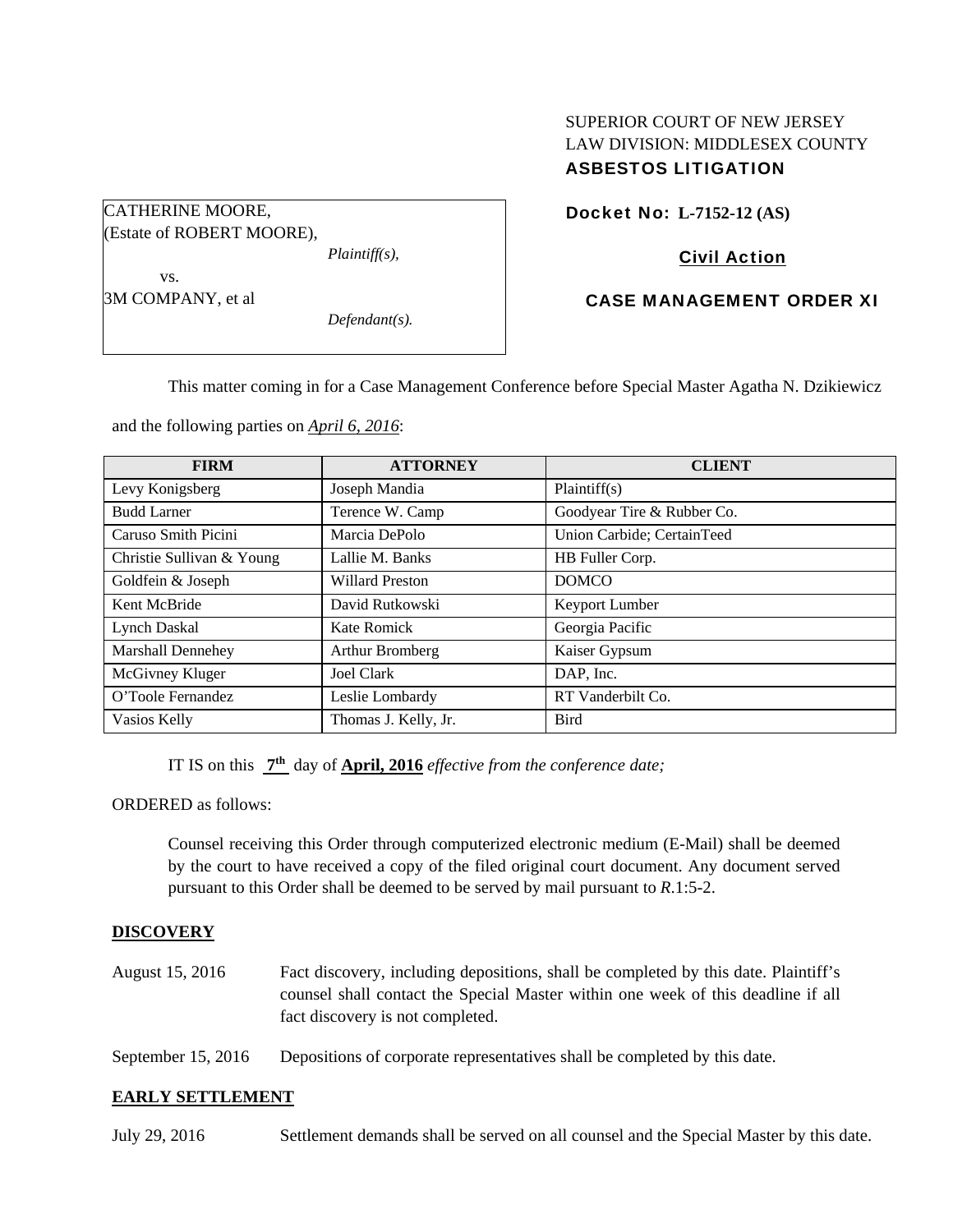SUPERIOR COURT OF NEW JERSEY
LAW DIVISION: MIDDLESEX COUNTY
**ASBESTOS LITIGATION**

CATHERINE MOORE,
(Estate of ROBERT MOORE),
*Plaintiff(s),*
vs.
3M COMPANY, et al
*Defendant(s).*

**Docket No: L-7152-12 (AS)**

**Civil Action**

**CASE MANAGEMENT ORDER XI**

This matter coming in for a Case Management Conference before Special Master Agatha N. Dzikiewicz and the following parties on ***April 6, 2016***:

| FIRM | ATTORNEY | CLIENT |
|---|---|---|
| Levy Konigsberg | Joseph Mandia | Plaintiff(s) |
| Budd Larner | Terence W. Camp | Goodyear Tire & Rubber Co. |
| Caruso Smith Picini | Marcia DePolo | Union Carbide; CertainTeed |
| Christie Sullivan & Young | Lallie M. Banks | HB Fuller Corp. |
| Goldfein & Joseph | Willard Preston | DOMCO |
| Kent McBride | David Rutkowski | Keyport Lumber |
| Lynch Daskal | Kate Romick | Georgia Pacific |
| Marshall Dennehey | Arthur Bromberg | Kaiser Gypsum |
| McGivney Kluger | Joel Clark | DAP, Inc. |
| O'Toole Fernandez | Leslie Lombardy | RT Vanderbilt Co. |
| Vasios Kelly | Thomas J. Kelly, Jr. | Bird |

IT IS on this **7th** day of **April, 2016** *effective from the conference date;*

ORDERED as follows:

Counsel receiving this Order through computerized electronic medium (E-Mail) shall be deemed by the court to have received a copy of the filed original court document. Any document served pursuant to this Order shall be deemed to be served by mail pursuant to *R*.1:5-2.

## DISCOVERY

August 15, 2016 — Fact discovery, including depositions, shall be completed by this date. Plaintiff's counsel shall contact the Special Master within one week of this deadline if all fact discovery is not completed.

September 15, 2016 — Depositions of corporate representatives shall be completed by this date.

## EARLY SETTLEMENT

July 29, 2016 — Settlement demands shall be served on all counsel and the Special Master by this date.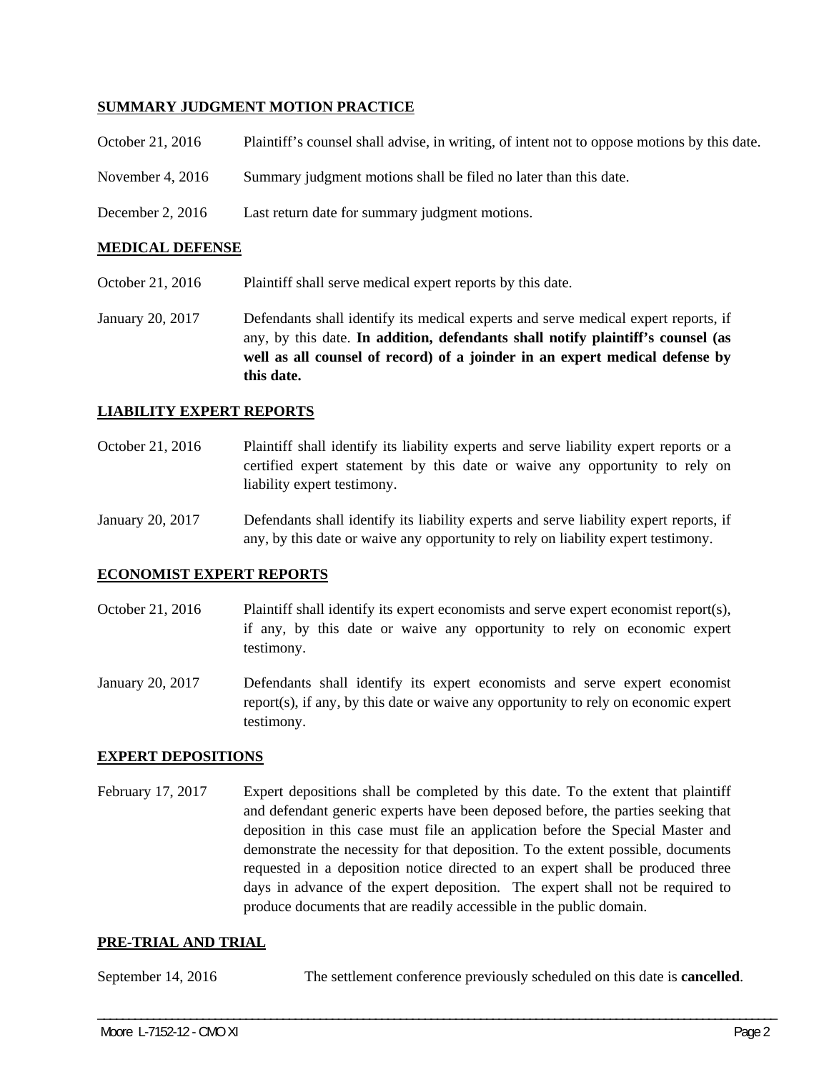**SUMMARY JUDGMENT MOTION PRACTICE**

October 21, 2016 Plaintiff's counsel shall advise, in writing, of intent not to oppose motions by this date.

November 4, 2016 Summary judgment motions shall be filed no later than this date.

December 2, 2016 Last return date for summary judgment motions.

**MEDICAL DEFENSE**

October 21, 2016 Plaintiff shall serve medical expert reports by this date.

January 20, 2017 Defendants shall identify its medical experts and serve medical expert reports, if any, by this date. **In addition, defendants shall notify plaintiff's counsel (as well as all counsel of record) of a joinder in an expert medical defense by this date.**

**LIABILITY EXPERT REPORTS**

October 21, 2016 Plaintiff shall identify its liability experts and serve liability expert reports or a certified expert statement by this date or waive any opportunity to rely on liability expert testimony.

January 20, 2017 Defendants shall identify its liability experts and serve liability expert reports, if any, by this date or waive any opportunity to rely on liability expert testimony.

**ECONOMIST EXPERT REPORTS**

October 21, 2016 Plaintiff shall identify its expert economists and serve expert economist report(s), if any, by this date or waive any opportunity to rely on economic expert testimony.

January 20, 2017 Defendants shall identify its expert economists and serve expert economist report(s), if any, by this date or waive any opportunity to rely on economic expert testimony.

**EXPERT DEPOSITIONS**

February 17, 2017 Expert depositions shall be completed by this date. To the extent that plaintiff and defendant generic experts have been deposed before, the parties seeking that deposition in this case must file an application before the Special Master and demonstrate the necessity for that deposition. To the extent possible, documents requested in a deposition notice directed to an expert shall be produced three days in advance of the expert deposition. The expert shall not be required to produce documents that are readily accessible in the public domain.

**PRE-TRIAL AND TRIAL**

September 14, 2016 The settlement conference previously scheduled on this date is **cancelled**.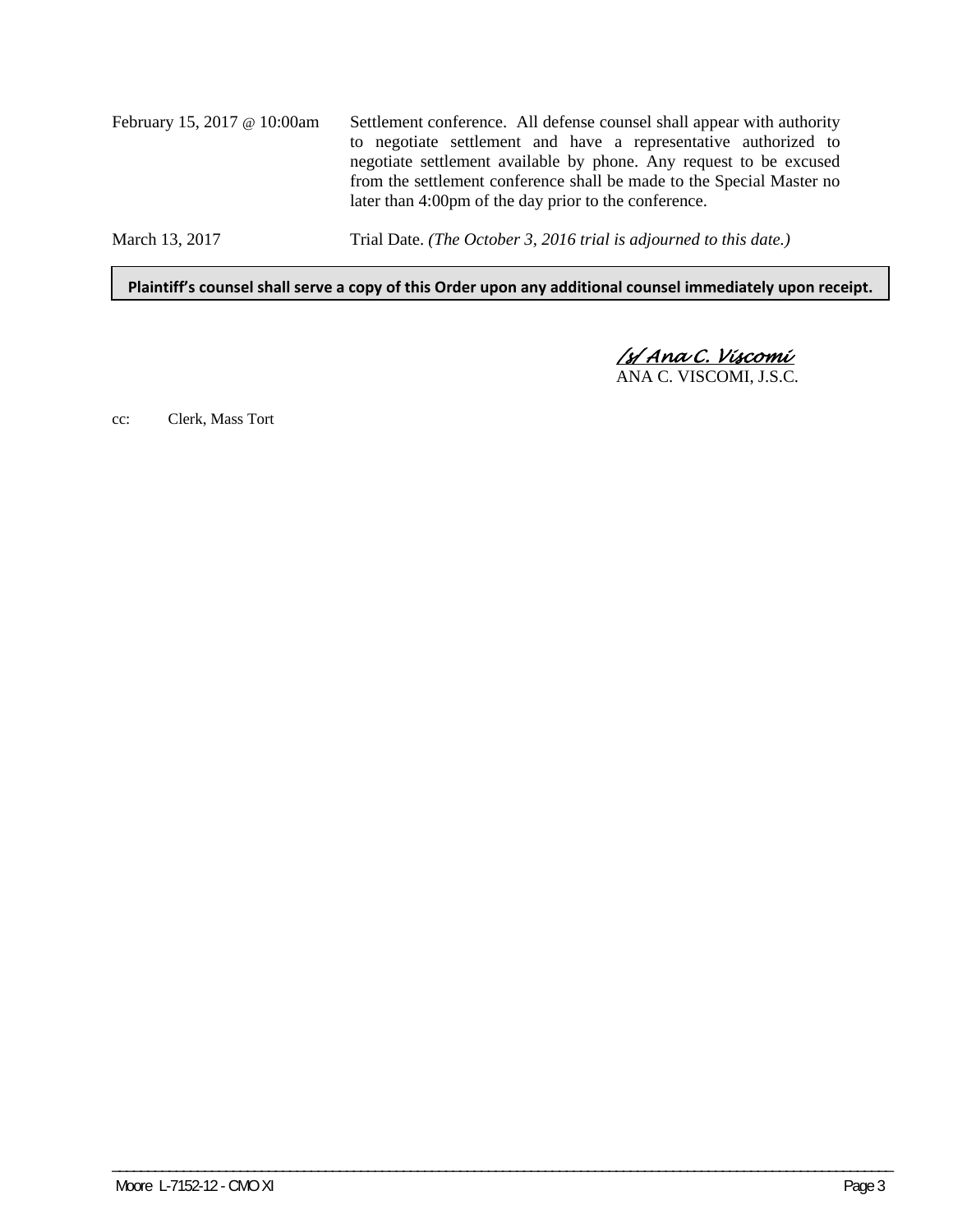| | |
|---|---|
| February 15, 2017 @ 10:00am | Settlement conference. All defense counsel shall appear with authority to negotiate settlement and have a representative authorized to negotiate settlement available by phone. Any request to be excused from the settlement conference shall be made to the Special Master no later than 4:00pm of the day prior to the conference. |
| March 13, 2017 | Trial Date. *(The October 3, 2016 trial is adjourned to this date.)* |

**Plaintiff's counsel shall serve a copy of this Order upon any additional counsel immediately upon receipt.**

*/s/ Ana C. Viscomi*
ANA C. VISCOMI, J.S.C.

cc: Clerk, Mass Tort